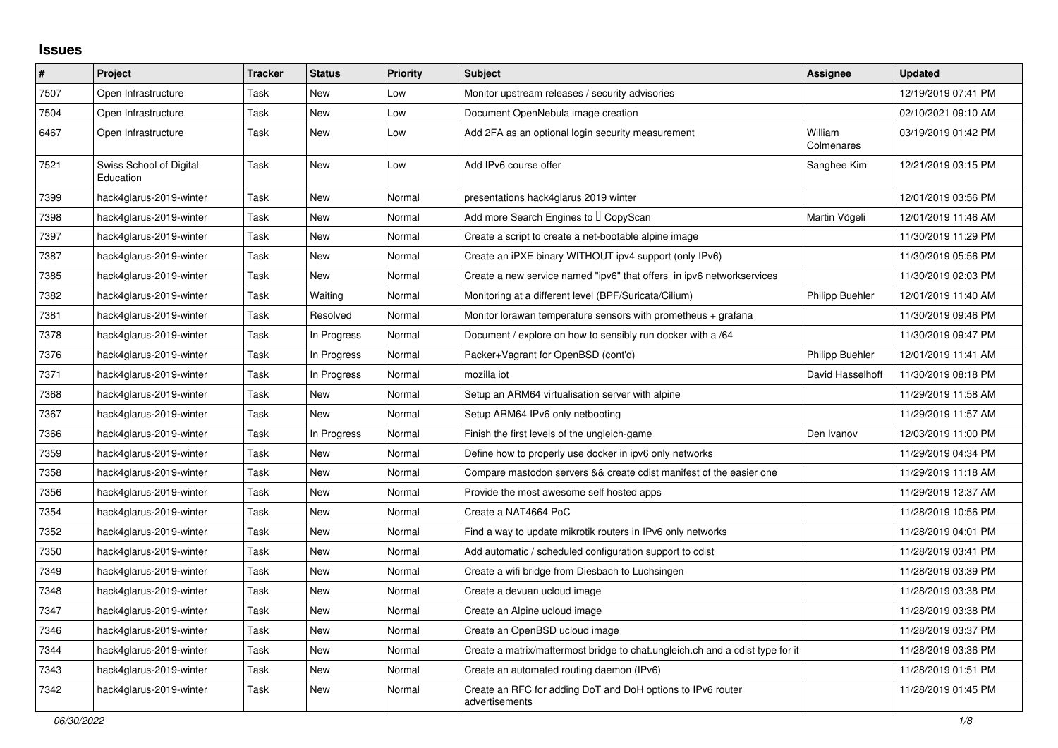## Issues

| # | Project | Tracker | Status | Priority | Subject | Assignee | Updated |
|---|---|---|---|---|---|---|---|
| 7507 | Open Infrastructure | Task | New | Low | Monitor upstream releases / security advisories | | 12/19/2019 07:41 PM |
| 7504 | Open Infrastructure | Task | New | Low | Document OpenNebula image creation | | 02/10/2021 09:10 AM |
| 6467 | Open Infrastructure | Task | New | Low | Add 2FA as an optional login security measurement | William Colmenares | 03/19/2019 01:42 PM |
| 7521 | Swiss School of Digital Education | Task | New | Low | Add IPv6 course offer | Sanghee Kim | 12/21/2019 03:15 PM |
| 7399 | hack4glarus-2019-winter | Task | New | Normal | presentations hack4glarus 2019 winter | | 12/01/2019 03:56 PM |
| 7398 | hack4glarus-2019-winter | Task | New | Normal | Add more Search Engines to  CopyScan | Martin Vögeli | 12/01/2019 11:46 AM |
| 7397 | hack4glarus-2019-winter | Task | New | Normal | Create a script to create a net-bootable alpine image | | 11/30/2019 11:29 PM |
| 7387 | hack4glarus-2019-winter | Task | New | Normal | Create an iPXE binary WITHOUT ipv4 support (only IPv6) | | 11/30/2019 05:56 PM |
| 7385 | hack4glarus-2019-winter | Task | New | Normal | Create a new service named "ipv6" that offers in ipv6 networkservices | | 11/30/2019 02:03 PM |
| 7382 | hack4glarus-2019-winter | Task | Waiting | Normal | Monitoring at a different level (BPF/Suricata/Cilium) | Philipp Buehler | 12/01/2019 11:40 AM |
| 7381 | hack4glarus-2019-winter | Task | Resolved | Normal | Monitor lorawan temperature sensors with prometheus + grafana | | 11/30/2019 09:46 PM |
| 7378 | hack4glarus-2019-winter | Task | In Progress | Normal | Document / explore on how to sensibly run docker with a /64 | | 11/30/2019 09:47 PM |
| 7376 | hack4glarus-2019-winter | Task | In Progress | Normal | Packer+Vagrant for OpenBSD (cont'd) | Philipp Buehler | 12/01/2019 11:41 AM |
| 7371 | hack4glarus-2019-winter | Task | In Progress | Normal | mozilla iot | David Hasselhoff | 11/30/2019 08:18 PM |
| 7368 | hack4glarus-2019-winter | Task | New | Normal | Setup an ARM64 virtualisation server with alpine | | 11/29/2019 11:58 AM |
| 7367 | hack4glarus-2019-winter | Task | New | Normal | Setup ARM64 IPv6 only netbooting | | 11/29/2019 11:57 AM |
| 7366 | hack4glarus-2019-winter | Task | In Progress | Normal | Finish the first levels of the ungleich-game | Den Ivanov | 12/03/2019 11:00 PM |
| 7359 | hack4glarus-2019-winter | Task | New | Normal | Define how to properly use docker in ipv6 only networks | | 11/29/2019 04:34 PM |
| 7358 | hack4glarus-2019-winter | Task | New | Normal | Compare mastodon servers && create cdist manifest of the easier one | | 11/29/2019 11:18 AM |
| 7356 | hack4glarus-2019-winter | Task | New | Normal | Provide the most awesome self hosted apps | | 11/29/2019 12:37 AM |
| 7354 | hack4glarus-2019-winter | Task | New | Normal | Create a NAT4664 PoC | | 11/28/2019 10:56 PM |
| 7352 | hack4glarus-2019-winter | Task | New | Normal | Find a way to update mikrotik routers in IPv6 only networks | | 11/28/2019 04:01 PM |
| 7350 | hack4glarus-2019-winter | Task | New | Normal | Add automatic / scheduled configuration support to cdist | | 11/28/2019 03:41 PM |
| 7349 | hack4glarus-2019-winter | Task | New | Normal | Create a wifi bridge from Diesbach to Luchsingen | | 11/28/2019 03:39 PM |
| 7348 | hack4glarus-2019-winter | Task | New | Normal | Create a devuan ucloud image | | 11/28/2019 03:38 PM |
| 7347 | hack4glarus-2019-winter | Task | New | Normal | Create an Alpine ucloud image | | 11/28/2019 03:38 PM |
| 7346 | hack4glarus-2019-winter | Task | New | Normal | Create an OpenBSD ucloud image | | 11/28/2019 03:37 PM |
| 7344 | hack4glarus-2019-winter | Task | New | Normal | Create a matrix/mattermost bridge to chat.ungleich.ch and a cdist type for it | | 11/28/2019 03:36 PM |
| 7343 | hack4glarus-2019-winter | Task | New | Normal | Create an automated routing daemon (IPv6) | | 11/28/2019 01:51 PM |
| 7342 | hack4glarus-2019-winter | Task | New | Normal | Create an RFC for adding DoT and DoH options to IPv6 router advertisements | | 11/28/2019 01:45 PM |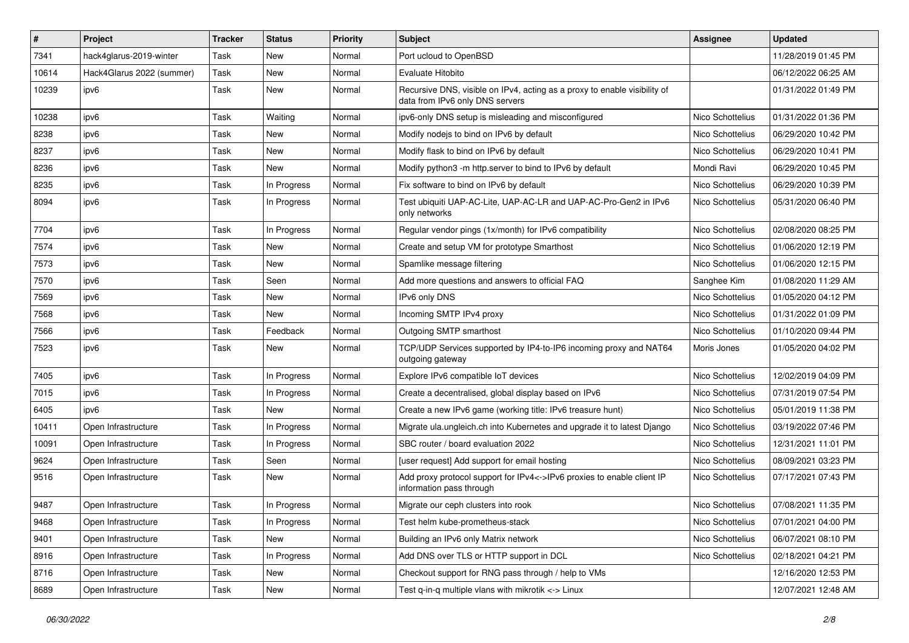| # | Project | Tracker | Status | Priority | Subject | Assignee | Updated |
|---|---|---|---|---|---|---|---|
| 7341 | hack4glarus-2019-winter | Task | New | Normal | Port ucloud to OpenBSD | | 11/28/2019 01:45 PM |
| 10614 | Hack4Glarus 2022 (summer) | Task | New | Normal | Evaluate Hitobito | | 06/12/2022 06:25 AM |
| 10239 | ipv6 | Task | New | Normal | Recursive DNS, visible on IPv4, acting as a proxy to enable visibility of data from IPv6 only DNS servers | | 01/31/2022 01:49 PM |
| 10238 | ipv6 | Task | Waiting | Normal | ipv6-only DNS setup is misleading and misconfigured | Nico Schottelius | 01/31/2022 01:36 PM |
| 8238 | ipv6 | Task | New | Normal | Modify nodejs to bind on IPv6 by default | Nico Schottelius | 06/29/2020 10:42 PM |
| 8237 | ipv6 | Task | New | Normal | Modify flask to bind on IPv6 by default | Nico Schottelius | 06/29/2020 10:41 PM |
| 8236 | ipv6 | Task | New | Normal | Modify python3 -m http.server to bind to IPv6 by default | Mondi Ravi | 06/29/2020 10:45 PM |
| 8235 | ipv6 | Task | In Progress | Normal | Fix software to bind on IPv6 by default | Nico Schottelius | 06/29/2020 10:39 PM |
| 8094 | ipv6 | Task | In Progress | Normal | Test ubiquiti UAP-AC-Lite, UAP-AC-LR and UAP-AC-Pro-Gen2 in IPv6 only networks | Nico Schottelius | 05/31/2020 06:40 PM |
| 7704 | ipv6 | Task | In Progress | Normal | Regular vendor pings (1x/month) for IPv6 compatibility | Nico Schottelius | 02/08/2020 08:25 PM |
| 7574 | ipv6 | Task | New | Normal | Create and setup VM for prototype Smarthost | Nico Schottelius | 01/06/2020 12:19 PM |
| 7573 | ipv6 | Task | New | Normal | Spamlike message filtering | Nico Schottelius | 01/06/2020 12:15 PM |
| 7570 | ipv6 | Task | Seen | Normal | Add more questions and answers to official FAQ | Sanghee Kim | 01/08/2020 11:29 AM |
| 7569 | ipv6 | Task | New | Normal | IPv6 only DNS | Nico Schottelius | 01/05/2020 04:12 PM |
| 7568 | ipv6 | Task | New | Normal | Incoming SMTP IPv4 proxy | Nico Schottelius | 01/31/2022 01:09 PM |
| 7566 | ipv6 | Task | Feedback | Normal | Outgoing SMTP smarthost | Nico Schottelius | 01/10/2020 09:44 PM |
| 7523 | ipv6 | Task | New | Normal | TCP/UDP Services supported by IP4-to-IP6 incoming proxy and NAT64 outgoing gateway | Moris Jones | 01/05/2020 04:02 PM |
| 7405 | ipv6 | Task | In Progress | Normal | Explore IPv6 compatible IoT devices | Nico Schottelius | 12/02/2019 04:09 PM |
| 7015 | ipv6 | Task | In Progress | Normal | Create a decentralised, global display based on IPv6 | Nico Schottelius | 07/31/2019 07:54 PM |
| 6405 | ipv6 | Task | New | Normal | Create a new IPv6 game (working title: IPv6 treasure hunt) | Nico Schottelius | 05/01/2019 11:38 PM |
| 10411 | Open Infrastructure | Task | In Progress | Normal | Migrate ula.ungleich.ch into Kubernetes and upgrade it to latest Django | Nico Schottelius | 03/19/2022 07:46 PM |
| 10091 | Open Infrastructure | Task | In Progress | Normal | SBC router / board evaluation 2022 | Nico Schottelius | 12/31/2021 11:01 PM |
| 9624 | Open Infrastructure | Task | Seen | Normal | [user request] Add support for email hosting | Nico Schottelius | 08/09/2021 03:23 PM |
| 9516 | Open Infrastructure | Task | New | Normal | Add proxy protocol support for IPv4<->IPv6 proxies to enable client IP information pass through | Nico Schottelius | 07/17/2021 07:43 PM |
| 9487 | Open Infrastructure | Task | In Progress | Normal | Migrate our ceph clusters into rook | Nico Schottelius | 07/08/2021 11:35 PM |
| 9468 | Open Infrastructure | Task | In Progress | Normal | Test helm kube-prometheus-stack | Nico Schottelius | 07/01/2021 04:00 PM |
| 9401 | Open Infrastructure | Task | New | Normal | Building an IPv6 only Matrix network | Nico Schottelius | 06/07/2021 08:10 PM |
| 8916 | Open Infrastructure | Task | In Progress | Normal | Add DNS over TLS or HTTP support in DCL | Nico Schottelius | 02/18/2021 04:21 PM |
| 8716 | Open Infrastructure | Task | New | Normal | Checkout support for RNG pass through / help to VMs | | 12/16/2020 12:53 PM |
| 8689 | Open Infrastructure | Task | New | Normal | Test q-in-q multiple vlans with mikrotik <-> Linux | | 12/07/2021 12:48 AM |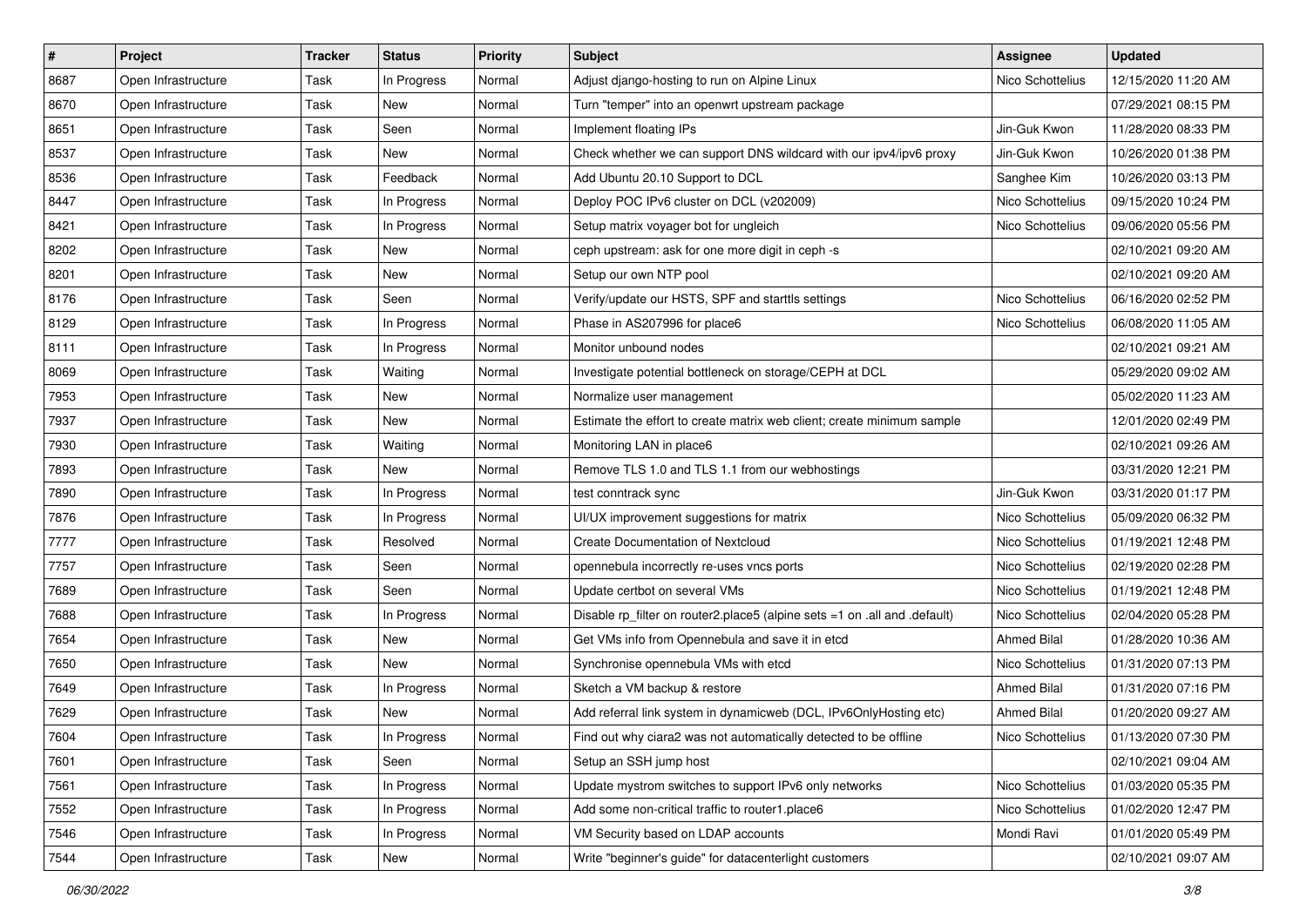| # | Project | Tracker | Status | Priority | Subject | Assignee | Updated |
|---|---|---|---|---|---|---|---|
| 8687 | Open Infrastructure | Task | In Progress | Normal | Adjust django-hosting to run on Alpine Linux | Nico Schottelius | 12/15/2020 11:20 AM |
| 8670 | Open Infrastructure | Task | New | Normal | Turn "temper" into an openwrt upstream package | | 07/29/2021 08:15 PM |
| 8651 | Open Infrastructure | Task | Seen | Normal | Implement floating IPs | Jin-Guk Kwon | 11/28/2020 08:33 PM |
| 8537 | Open Infrastructure | Task | New | Normal | Check whether we can support DNS wildcard with our ipv4/ipv6 proxy | Jin-Guk Kwon | 10/26/2020 01:38 PM |
| 8536 | Open Infrastructure | Task | Feedback | Normal | Add Ubuntu 20.10 Support to DCL | Sanghee Kim | 10/26/2020 03:13 PM |
| 8447 | Open Infrastructure | Task | In Progress | Normal | Deploy POC IPv6 cluster on DCL (v202009) | Nico Schottelius | 09/15/2020 10:24 PM |
| 8421 | Open Infrastructure | Task | In Progress | Normal | Setup matrix voyager bot for ungleich | Nico Schottelius | 09/06/2020 05:56 PM |
| 8202 | Open Infrastructure | Task | New | Normal | ceph upstream: ask for one more digit in ceph -s | | 02/10/2021 09:20 AM |
| 8201 | Open Infrastructure | Task | New | Normal | Setup our own NTP pool | | 02/10/2021 09:20 AM |
| 8176 | Open Infrastructure | Task | Seen | Normal | Verify/update our HSTS, SPF and starttls settings | Nico Schottelius | 06/16/2020 02:52 PM |
| 8129 | Open Infrastructure | Task | In Progress | Normal | Phase in AS207996 for place6 | Nico Schottelius | 06/08/2020 11:05 AM |
| 8111 | Open Infrastructure | Task | In Progress | Normal | Monitor unbound nodes | | 02/10/2021 09:21 AM |
| 8069 | Open Infrastructure | Task | Waiting | Normal | Investigate potential bottleneck on storage/CEPH at DCL | | 05/29/2020 09:02 AM |
| 7953 | Open Infrastructure | Task | New | Normal | Normalize user management | | 05/02/2020 11:23 AM |
| 7937 | Open Infrastructure | Task | New | Normal | Estimate the effort to create matrix web client; create minimum sample | | 12/01/2020 02:49 PM |
| 7930 | Open Infrastructure | Task | Waiting | Normal | Monitoring LAN in place6 | | 02/10/2021 09:26 AM |
| 7893 | Open Infrastructure | Task | New | Normal | Remove TLS 1.0 and TLS 1.1 from our webhostings | | 03/31/2020 12:21 PM |
| 7890 | Open Infrastructure | Task | In Progress | Normal | test conntrack sync | Jin-Guk Kwon | 03/31/2020 01:17 PM |
| 7876 | Open Infrastructure | Task | In Progress | Normal | UI/UX improvement suggestions for matrix | Nico Schottelius | 05/09/2020 06:32 PM |
| 7777 | Open Infrastructure | Task | Resolved | Normal | Create Documentation of Nextcloud | Nico Schottelius | 01/19/2021 12:48 PM |
| 7757 | Open Infrastructure | Task | Seen | Normal | opennebula incorrectly re-uses vncs ports | Nico Schottelius | 02/19/2020 02:28 PM |
| 7689 | Open Infrastructure | Task | Seen | Normal | Update certbot on several VMs | Nico Schottelius | 01/19/2021 12:48 PM |
| 7688 | Open Infrastructure | Task | In Progress | Normal | Disable rp_filter on router2.place5 (alpine sets =1 on .all and .default) | Nico Schottelius | 02/04/2020 05:28 PM |
| 7654 | Open Infrastructure | Task | New | Normal | Get VMs info from Opennebula and save it in etcd | Ahmed Bilal | 01/28/2020 10:36 AM |
| 7650 | Open Infrastructure | Task | New | Normal | Synchronise opennebula VMs with etcd | Nico Schottelius | 01/31/2020 07:13 PM |
| 7649 | Open Infrastructure | Task | In Progress | Normal | Sketch a VM backup & restore | Ahmed Bilal | 01/31/2020 07:16 PM |
| 7629 | Open Infrastructure | Task | New | Normal | Add referral link system in dynamicweb (DCL, IPv6OnlyHosting etc) | Ahmed Bilal | 01/20/2020 09:27 AM |
| 7604 | Open Infrastructure | Task | In Progress | Normal | Find out why ciara2 was not automatically detected to be offline | Nico Schottelius | 01/13/2020 07:30 PM |
| 7601 | Open Infrastructure | Task | Seen | Normal | Setup an SSH jump host | | 02/10/2021 09:04 AM |
| 7561 | Open Infrastructure | Task | In Progress | Normal | Update mystrom switches to support IPv6 only networks | Nico Schottelius | 01/03/2020 05:35 PM |
| 7552 | Open Infrastructure | Task | In Progress | Normal | Add some non-critical traffic to router1.place6 | Nico Schottelius | 01/02/2020 12:47 PM |
| 7546 | Open Infrastructure | Task | In Progress | Normal | VM Security based on LDAP accounts | Mondi Ravi | 01/01/2020 05:49 PM |
| 7544 | Open Infrastructure | Task | New | Normal | Write "beginner's guide" for datacenterlight customers | | 02/10/2021 09:07 AM |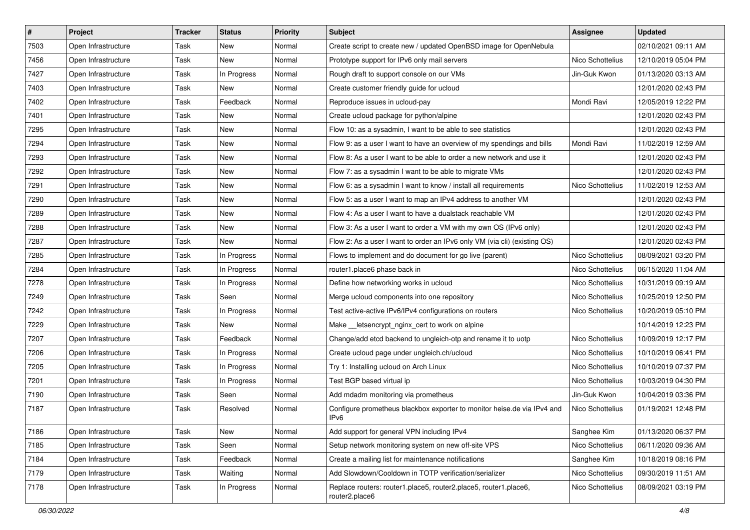| # | Project | Tracker | Status | Priority | Subject | Assignee | Updated |
|---|---|---|---|---|---|---|---|
| 7503 | Open Infrastructure | Task | New | Normal | Create script to create new / updated OpenBSD image for OpenNebula | | 02/10/2021 09:11 AM |
| 7456 | Open Infrastructure | Task | New | Normal | Prototype support for IPv6 only mail servers | Nico Schottelius | 12/10/2019 05:04 PM |
| 7427 | Open Infrastructure | Task | In Progress | Normal | Rough draft to support console on our VMs | Jin-Guk Kwon | 01/13/2020 03:13 AM |
| 7403 | Open Infrastructure | Task | New | Normal | Create customer friendly guide for ucloud | | 12/01/2020 02:43 PM |
| 7402 | Open Infrastructure | Task | Feedback | Normal | Reproduce issues in ucloud-pay | Mondi Ravi | 12/05/2019 12:22 PM |
| 7401 | Open Infrastructure | Task | New | Normal | Create ucloud package for python/alpine | | 12/01/2020 02:43 PM |
| 7295 | Open Infrastructure | Task | New | Normal | Flow 10: as a sysadmin, I want to be able to see statistics | | 12/01/2020 02:43 PM |
| 7294 | Open Infrastructure | Task | New | Normal | Flow 9: as a user I want to have an overview of my spendings and bills | Mondi Ravi | 11/02/2019 12:59 AM |
| 7293 | Open Infrastructure | Task | New | Normal | Flow 8: As a user I want to be able to order a new network and use it | | 12/01/2020 02:43 PM |
| 7292 | Open Infrastructure | Task | New | Normal | Flow 7: as a sysadmin I want to be able to migrate VMs | | 12/01/2020 02:43 PM |
| 7291 | Open Infrastructure | Task | New | Normal | Flow 6: as a sysadmin I want to know / install all requirements | Nico Schottelius | 11/02/2019 12:53 AM |
| 7290 | Open Infrastructure | Task | New | Normal | Flow 5: as a user I want to map an IPv4 address to another VM | | 12/01/2020 02:43 PM |
| 7289 | Open Infrastructure | Task | New | Normal | Flow 4: As a user I want to have a dualstack reachable VM | | 12/01/2020 02:43 PM |
| 7288 | Open Infrastructure | Task | New | Normal | Flow 3: As a user I want to order a VM with my own OS (IPv6 only) | | 12/01/2020 02:43 PM |
| 7287 | Open Infrastructure | Task | New | Normal | Flow 2: As a user I want to order an IPv6 only VM (via cli) (existing OS) | | 12/01/2020 02:43 PM |
| 7285 | Open Infrastructure | Task | In Progress | Normal | Flows to implement and do document for go live (parent) | Nico Schottelius | 08/09/2021 03:20 PM |
| 7284 | Open Infrastructure | Task | In Progress | Normal | router1.place6 phase back in | Nico Schottelius | 06/15/2020 11:04 AM |
| 7278 | Open Infrastructure | Task | In Progress | Normal | Define how networking works in ucloud | Nico Schottelius | 10/31/2019 09:19 AM |
| 7249 | Open Infrastructure | Task | Seen | Normal | Merge ucloud components into one repository | Nico Schottelius | 10/25/2019 12:50 PM |
| 7242 | Open Infrastructure | Task | In Progress | Normal | Test active-active IPv6/IPv4 configurations on routers | Nico Schottelius | 10/20/2019 05:10 PM |
| 7229 | Open Infrastructure | Task | New | Normal | Make __letsencrypt_nginx_cert to work on alpine | | 10/14/2019 12:23 PM |
| 7207 | Open Infrastructure | Task | Feedback | Normal | Change/add etcd backend to ungleich-otp and rename it to uotp | Nico Schottelius | 10/09/2019 12:17 PM |
| 7206 | Open Infrastructure | Task | In Progress | Normal | Create ucloud page under ungleich.ch/ucloud | Nico Schottelius | 10/10/2019 06:41 PM |
| 7205 | Open Infrastructure | Task | In Progress | Normal | Try 1: Installing ucloud on Arch Linux | Nico Schottelius | 10/10/2019 07:37 PM |
| 7201 | Open Infrastructure | Task | In Progress | Normal | Test BGP based virtual ip | Nico Schottelius | 10/03/2019 04:30 PM |
| 7190 | Open Infrastructure | Task | Seen | Normal | Add mdadm monitoring via prometheus | Jin-Guk Kwon | 10/04/2019 03:36 PM |
| 7187 | Open Infrastructure | Task | Resolved | Normal | Configure prometheus blackbox exporter to monitor heise.de via IPv4 and IPv6 | Nico Schottelius | 01/19/2021 12:48 PM |
| 7186 | Open Infrastructure | Task | New | Normal | Add support for general VPN including IPv4 | Sanghee Kim | 01/13/2020 06:37 PM |
| 7185 | Open Infrastructure | Task | Seen | Normal | Setup network monitoring system on new off-site VPS | Nico Schottelius | 06/11/2020 09:36 AM |
| 7184 | Open Infrastructure | Task | Feedback | Normal | Create a mailing list for maintenance notifications | Sanghee Kim | 10/18/2019 08:16 PM |
| 7179 | Open Infrastructure | Task | Waiting | Normal | Add Slowdown/Cooldown in TOTP verification/serializer | Nico Schottelius | 09/30/2019 11:51 AM |
| 7178 | Open Infrastructure | Task | In Progress | Normal | Replace routers: router1.place5, router2.place5, router1.place6, router2.place6 | Nico Schottelius | 08/09/2021 03:19 PM |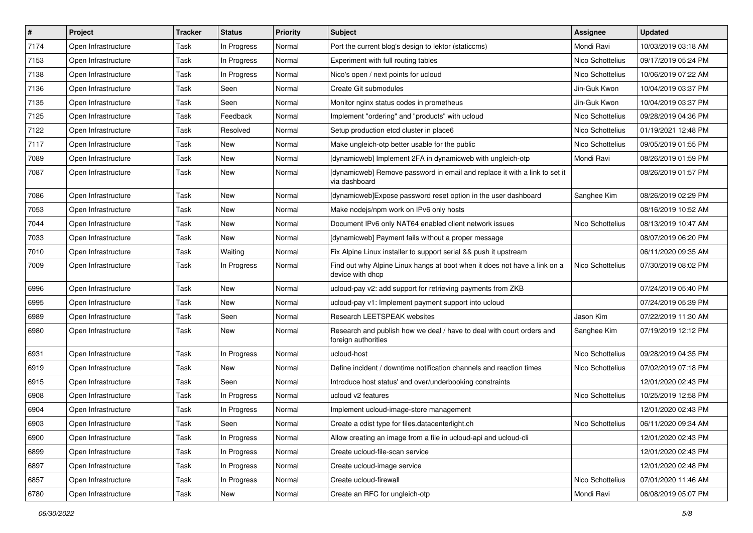| # | Project | Tracker | Status | Priority | Subject | Assignee | Updated |
|---|---|---|---|---|---|---|---|
| 7174 | Open Infrastructure | Task | In Progress | Normal | Port the current blog's design to lektor (staticcms) | Mondi Ravi | 10/03/2019 03:18 AM |
| 7153 | Open Infrastructure | Task | In Progress | Normal | Experiment with full routing tables | Nico Schottelius | 09/17/2019 05:24 PM |
| 7138 | Open Infrastructure | Task | In Progress | Normal | Nico's open / next points for ucloud | Nico Schottelius | 10/06/2019 07:22 AM |
| 7136 | Open Infrastructure | Task | Seen | Normal | Create Git submodules | Jin-Guk Kwon | 10/04/2019 03:37 PM |
| 7135 | Open Infrastructure | Task | Seen | Normal | Monitor nginx status codes in prometheus | Jin-Guk Kwon | 10/04/2019 03:37 PM |
| 7125 | Open Infrastructure | Task | Feedback | Normal | Implement "ordering" and "products" with ucloud | Nico Schottelius | 09/28/2019 04:36 PM |
| 7122 | Open Infrastructure | Task | Resolved | Normal | Setup production etcd cluster in place6 | Nico Schottelius | 01/19/2021 12:48 PM |
| 7117 | Open Infrastructure | Task | New | Normal | Make ungleich-otp better usable for the public | Nico Schottelius | 09/05/2019 01:55 PM |
| 7089 | Open Infrastructure | Task | New | Normal | [dynamicweb] Implement 2FA in dynamicweb with ungleich-otp | Mondi Ravi | 08/26/2019 01:59 PM |
| 7087 | Open Infrastructure | Task | New | Normal | [dynamicweb] Remove password in email and replace it with a link to set it via dashboard | | 08/26/2019 01:57 PM |
| 7086 | Open Infrastructure | Task | New | Normal | [dynamicweb]Expose password reset option in the user dashboard | Sanghee Kim | 08/26/2019 02:29 PM |
| 7053 | Open Infrastructure | Task | New | Normal | Make nodejs/npm work on IPv6 only hosts | | 08/16/2019 10:52 AM |
| 7044 | Open Infrastructure | Task | New | Normal | Document IPv6 only NAT64 enabled client network issues | Nico Schottelius | 08/13/2019 10:47 AM |
| 7033 | Open Infrastructure | Task | New | Normal | [dynamicweb] Payment fails without a proper message | | 08/07/2019 06:20 PM |
| 7010 | Open Infrastructure | Task | Waiting | Normal | Fix Alpine Linux installer to support serial && push it upstream | | 06/11/2020 09:35 AM |
| 7009 | Open Infrastructure | Task | In Progress | Normal | Find out why Alpine Linux hangs at boot when it does not have a link on a device with dhcp | Nico Schottelius | 07/30/2019 08:02 PM |
| 6996 | Open Infrastructure | Task | New | Normal | ucloud-pay v2: add support for retrieving payments from ZKB | | 07/24/2019 05:40 PM |
| 6995 | Open Infrastructure | Task | New | Normal | ucloud-pay v1: Implement payment support into ucloud | | 07/24/2019 05:39 PM |
| 6989 | Open Infrastructure | Task | Seen | Normal | Research LEETSPEAK websites | Jason Kim | 07/22/2019 11:30 AM |
| 6980 | Open Infrastructure | Task | New | Normal | Research and publish how we deal / have to deal with court orders and foreign authorities | Sanghee Kim | 07/19/2019 12:12 PM |
| 6931 | Open Infrastructure | Task | In Progress | Normal | ucloud-host | Nico Schottelius | 09/28/2019 04:35 PM |
| 6919 | Open Infrastructure | Task | New | Normal | Define incident / downtime notification channels and reaction times | Nico Schottelius | 07/02/2019 07:18 PM |
| 6915 | Open Infrastructure | Task | Seen | Normal | Introduce host status' and over/underbooking constraints | | 12/01/2020 02:43 PM |
| 6908 | Open Infrastructure | Task | In Progress | Normal | ucloud v2 features | Nico Schottelius | 10/25/2019 12:58 PM |
| 6904 | Open Infrastructure | Task | In Progress | Normal | Implement ucloud-image-store management | | 12/01/2020 02:43 PM |
| 6903 | Open Infrastructure | Task | Seen | Normal | Create a cdist type for files.datacenterlight.ch | Nico Schottelius | 06/11/2020 09:34 AM |
| 6900 | Open Infrastructure | Task | In Progress | Normal | Allow creating an image from a file in ucloud-api and ucloud-cli | | 12/01/2020 02:43 PM |
| 6899 | Open Infrastructure | Task | In Progress | Normal | Create ucloud-file-scan service | | 12/01/2020 02:43 PM |
| 6897 | Open Infrastructure | Task | In Progress | Normal | Create ucloud-image service | | 12/01/2020 02:48 PM |
| 6857 | Open Infrastructure | Task | In Progress | Normal | Create ucloud-firewall | Nico Schottelius | 07/01/2020 11:46 AM |
| 6780 | Open Infrastructure | Task | New | Normal | Create an RFC for ungleich-otp | Mondi Ravi | 06/08/2019 05:07 PM |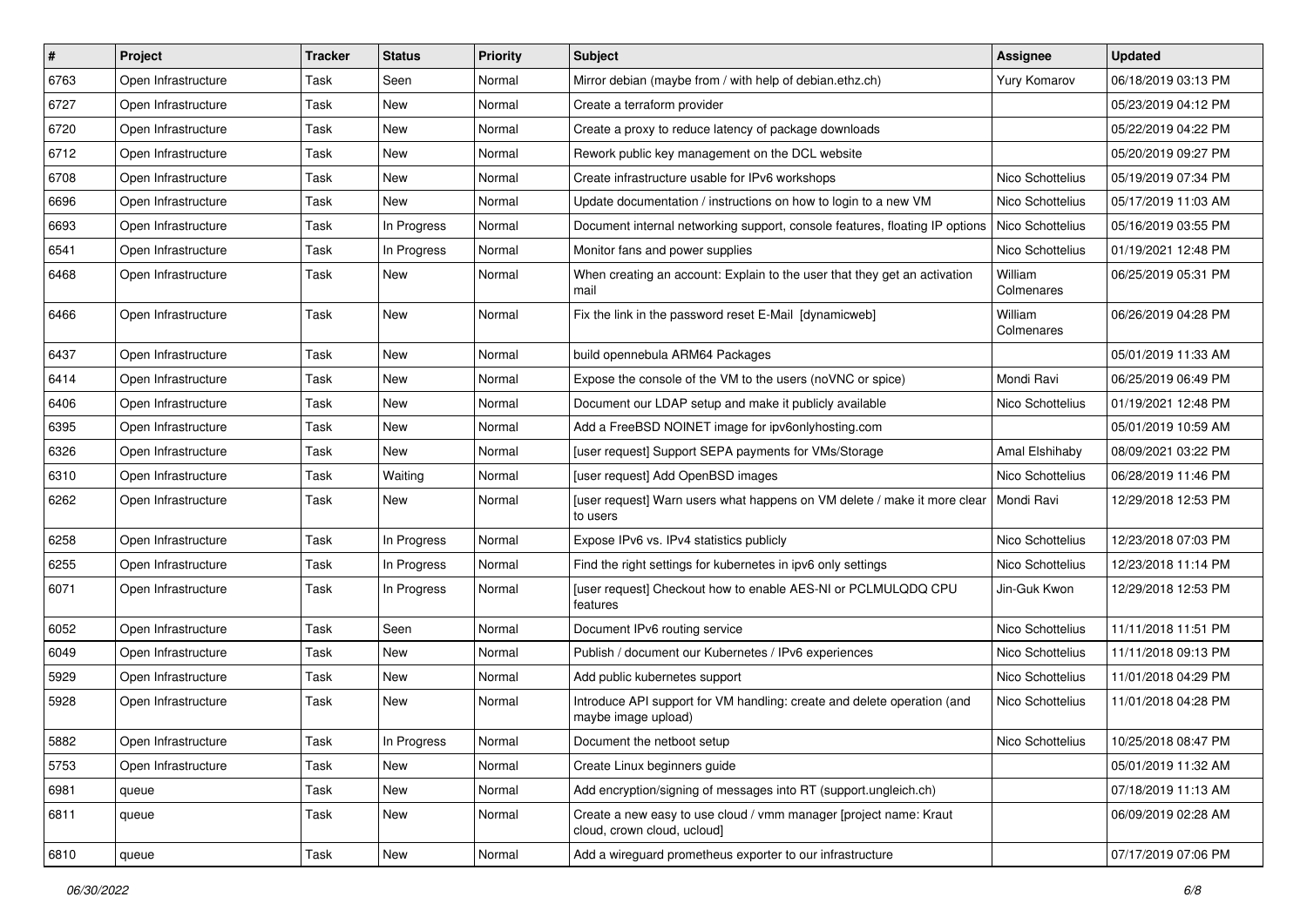| # | Project | Tracker | Status | Priority | Subject | Assignee | Updated |
|---|---|---|---|---|---|---|---|
| 6763 | Open Infrastructure | Task | Seen | Normal | Mirror debian (maybe from / with help of debian.ethz.ch) | Yury Komarov | 06/18/2019 03:13 PM |
| 6727 | Open Infrastructure | Task | New | Normal | Create a terraform provider | | 05/23/2019 04:12 PM |
| 6720 | Open Infrastructure | Task | New | Normal | Create a proxy to reduce latency of package downloads | | 05/22/2019 04:22 PM |
| 6712 | Open Infrastructure | Task | New | Normal | Rework public key management on the DCL website | | 05/20/2019 09:27 PM |
| 6708 | Open Infrastructure | Task | New | Normal | Create infrastructure usable for IPv6 workshops | Nico Schottelius | 05/19/2019 07:34 PM |
| 6696 | Open Infrastructure | Task | New | Normal | Update documentation / instructions on how to login to a new VM | Nico Schottelius | 05/17/2019 11:03 AM |
| 6693 | Open Infrastructure | Task | In Progress | Normal | Document internal networking support, console features, floating IP options | Nico Schottelius | 05/16/2019 03:55 PM |
| 6541 | Open Infrastructure | Task | In Progress | Normal | Monitor fans and power supplies | Nico Schottelius | 01/19/2021 12:48 PM |
| 6468 | Open Infrastructure | Task | New | Normal | When creating an account: Explain to the user that they get an activation mail | William Colmenares | 06/25/2019 05:31 PM |
| 6466 | Open Infrastructure | Task | New | Normal | Fix the link in the password reset E-Mail [dynamicweb] | William Colmenares | 06/26/2019 04:28 PM |
| 6437 | Open Infrastructure | Task | New | Normal | build opennebula ARM64 Packages | | 05/01/2019 11:33 AM |
| 6414 | Open Infrastructure | Task | New | Normal | Expose the console of the VM to the users (noVNC or spice) | Mondi Ravi | 06/25/2019 06:49 PM |
| 6406 | Open Infrastructure | Task | New | Normal | Document our LDAP setup and make it publicly available | Nico Schottelius | 01/19/2021 12:48 PM |
| 6395 | Open Infrastructure | Task | New | Normal | Add a FreeBSD NOINET image for ipv6onlyhosting.com | | 05/01/2019 10:59 AM |
| 6326 | Open Infrastructure | Task | New | Normal | [user request] Support SEPA payments for VMs/Storage | Amal Elshihaby | 08/09/2021 03:22 PM |
| 6310 | Open Infrastructure | Task | Waiting | Normal | [user request] Add OpenBSD images | Nico Schottelius | 06/28/2019 11:46 PM |
| 6262 | Open Infrastructure | Task | New | Normal | [user request] Warn users what happens on VM delete / make it more clear to users | Mondi Ravi | 12/29/2018 12:53 PM |
| 6258 | Open Infrastructure | Task | In Progress | Normal | Expose IPv6 vs. IPv4 statistics publicly | Nico Schottelius | 12/23/2018 07:03 PM |
| 6255 | Open Infrastructure | Task | In Progress | Normal | Find the right settings for kubernetes in ipv6 only settings | Nico Schottelius | 12/23/2018 11:14 PM |
| 6071 | Open Infrastructure | Task | In Progress | Normal | [user request] Checkout how to enable AES-NI or PCLMULQDQ CPU features | Jin-Guk Kwon | 12/29/2018 12:53 PM |
| 6052 | Open Infrastructure | Task | Seen | Normal | Document IPv6 routing service | Nico Schottelius | 11/11/2018 11:51 PM |
| 6049 | Open Infrastructure | Task | New | Normal | Publish / document our Kubernetes / IPv6 experiences | Nico Schottelius | 11/11/2018 09:13 PM |
| 5929 | Open Infrastructure | Task | New | Normal | Add public kubernetes support | Nico Schottelius | 11/01/2018 04:29 PM |
| 5928 | Open Infrastructure | Task | New | Normal | Introduce API support for VM handling: create and delete operation (and maybe image upload) | Nico Schottelius | 11/01/2018 04:28 PM |
| 5882 | Open Infrastructure | Task | In Progress | Normal | Document the netboot setup | Nico Schottelius | 10/25/2018 08:47 PM |
| 5753 | Open Infrastructure | Task | New | Normal | Create Linux beginners guide | | 05/01/2019 11:32 AM |
| 6981 | queue | Task | New | Normal | Add encryption/signing of messages into RT (support.ungleich.ch) | | 07/18/2019 11:13 AM |
| 6811 | queue | Task | New | Normal | Create a new easy to use cloud / vmm manager [project name: Kraut cloud, crown cloud, ucloud] | | 06/09/2019 02:28 AM |
| 6810 | queue | Task | New | Normal | Add a wireguard prometheus exporter to our infrastructure | | 07/17/2019 07:06 PM |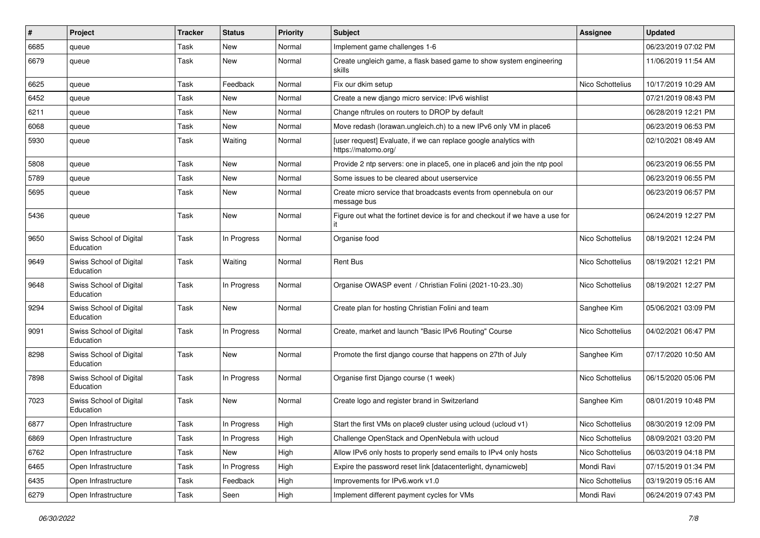| # | Project | Tracker | Status | Priority | Subject | Assignee | Updated |
|---|---|---|---|---|---|---|---|
| 6685 | queue | Task | New | Normal | Implement game challenges 1-6 | | 06/23/2019 07:02 PM |
| 6679 | queue | Task | New | Normal | Create ungleich game, a flask based game to show system engineering skills | | 11/06/2019 11:54 AM |
| 6625 | queue | Task | Feedback | Normal | Fix our dkim setup | Nico Schottelius | 10/17/2019 10:29 AM |
| 6452 | queue | Task | New | Normal | Create a new django micro service: IPv6 wishlist | | 07/21/2019 08:43 PM |
| 6211 | queue | Task | New | Normal | Change nftrules on routers to DROP by default | | 06/28/2019 12:21 PM |
| 6068 | queue | Task | New | Normal | Move redash (lorawan.ungleich.ch) to a new IPv6 only VM in place6 | | 06/23/2019 06:53 PM |
| 5930 | queue | Task | Waiting | Normal | [user request] Evaluate, if we can replace google analytics with https://matomo.org/ | | 02/10/2021 08:49 AM |
| 5808 | queue | Task | New | Normal | Provide 2 ntp servers: one in place5, one in place6 and join the ntp pool | | 06/23/2019 06:55 PM |
| 5789 | queue | Task | New | Normal | Some issues to be cleared about userservice | | 06/23/2019 06:55 PM |
| 5695 | queue | Task | New | Normal | Create micro service that broadcasts events from opennebula on our message bus | | 06/23/2019 06:57 PM |
| 5436 | queue | Task | New | Normal | Figure out what the fortinet device is for and checkout if we have a use for it | | 06/24/2019 12:27 PM |
| 9650 | Swiss School of Digital Education | Task | In Progress | Normal | Organise food | Nico Schottelius | 08/19/2021 12:24 PM |
| 9649 | Swiss School of Digital Education | Task | Waiting | Normal | Rent Bus | Nico Schottelius | 08/19/2021 12:21 PM |
| 9648 | Swiss School of Digital Education | Task | In Progress | Normal | Organise OWASP event / Christian Folini (2021-10-23..30) | Nico Schottelius | 08/19/2021 12:27 PM |
| 9294 | Swiss School of Digital Education | Task | New | Normal | Create plan for hosting Christian Folini and team | Sanghee Kim | 05/06/2021 03:09 PM |
| 9091 | Swiss School of Digital Education | Task | In Progress | Normal | Create, market and launch "Basic IPv6 Routing" Course | Nico Schottelius | 04/02/2021 06:47 PM |
| 8298 | Swiss School of Digital Education | Task | New | Normal | Promote the first django course that happens on 27th of July | Sanghee Kim | 07/17/2020 10:50 AM |
| 7898 | Swiss School of Digital Education | Task | In Progress | Normal | Organise first Django course (1 week) | Nico Schottelius | 06/15/2020 05:06 PM |
| 7023 | Swiss School of Digital Education | Task | New | Normal | Create logo and register brand in Switzerland | Sanghee Kim | 08/01/2019 10:48 PM |
| 6877 | Open Infrastructure | Task | In Progress | High | Start the first VMs on place9 cluster using ucloud (ucloud v1) | Nico Schottelius | 08/30/2019 12:09 PM |
| 6869 | Open Infrastructure | Task | In Progress | High | Challenge OpenStack and OpenNebula with ucloud | Nico Schottelius | 08/09/2021 03:20 PM |
| 6762 | Open Infrastructure | Task | New | High | Allow IPv6 only hosts to properly send emails to IPv4 only hosts | Nico Schottelius | 06/03/2019 04:18 PM |
| 6465 | Open Infrastructure | Task | In Progress | High | Expire the password reset link [datacenterlight, dynamicweb] | Mondi Ravi | 07/15/2019 01:34 PM |
| 6435 | Open Infrastructure | Task | Feedback | High | Improvements for IPv6.work v1.0 | Nico Schottelius | 03/19/2019 05:16 AM |
| 6279 | Open Infrastructure | Task | Seen | High | Implement different payment cycles for VMs | Mondi Ravi | 06/24/2019 07:43 PM |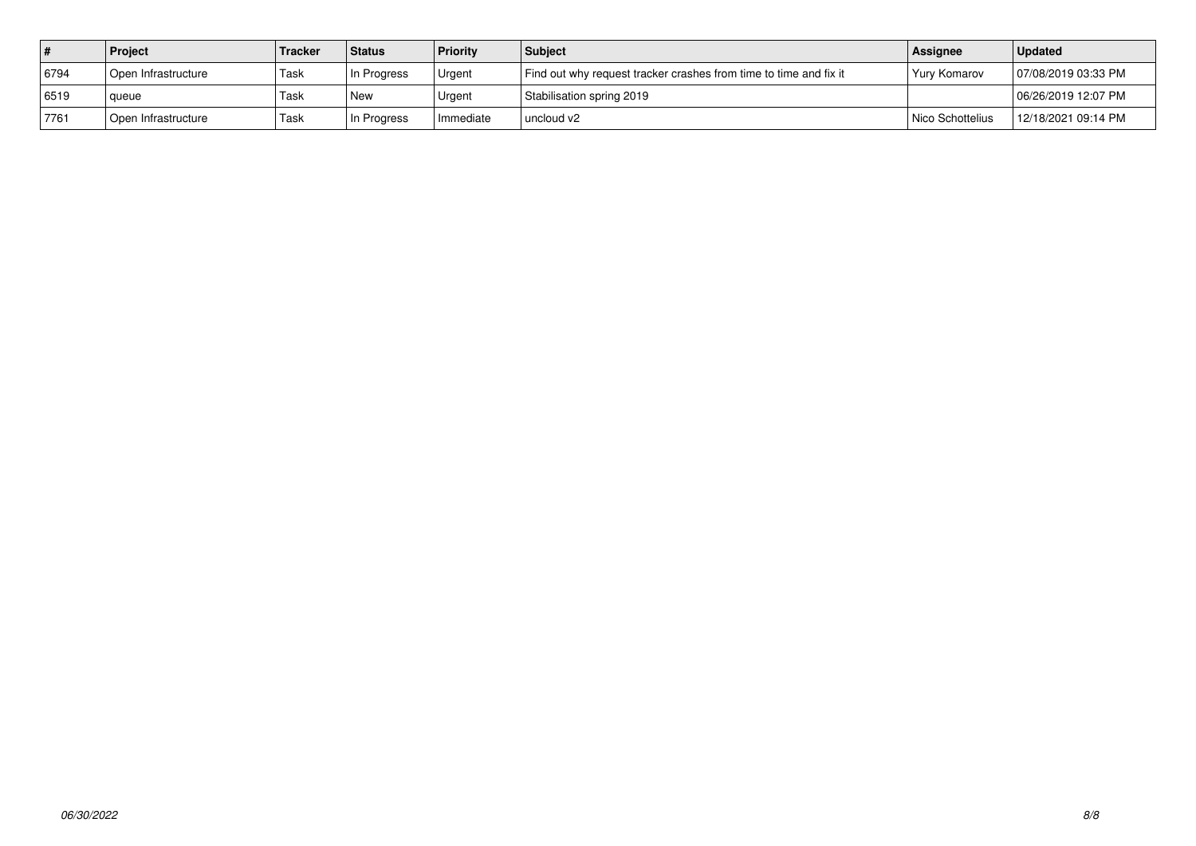| # | Project | Tracker | Status | Priority | Subject | Assignee | Updated |
|---|---|---|---|---|---|---|---|
| 6794 | Open Infrastructure | Task | In Progress | Urgent | Find out why request tracker crashes from time to time and fix it | Yury Komarov | 07/08/2019 03:33 PM |
| 6519 | queue | Task | New | Urgent | Stabilisation spring 2019 | | 06/26/2019 12:07 PM |
| 7761 | Open Infrastructure | Task | In Progress | Immediate | uncloud v2 | Nico Schottelius | 12/18/2021 09:14 PM |